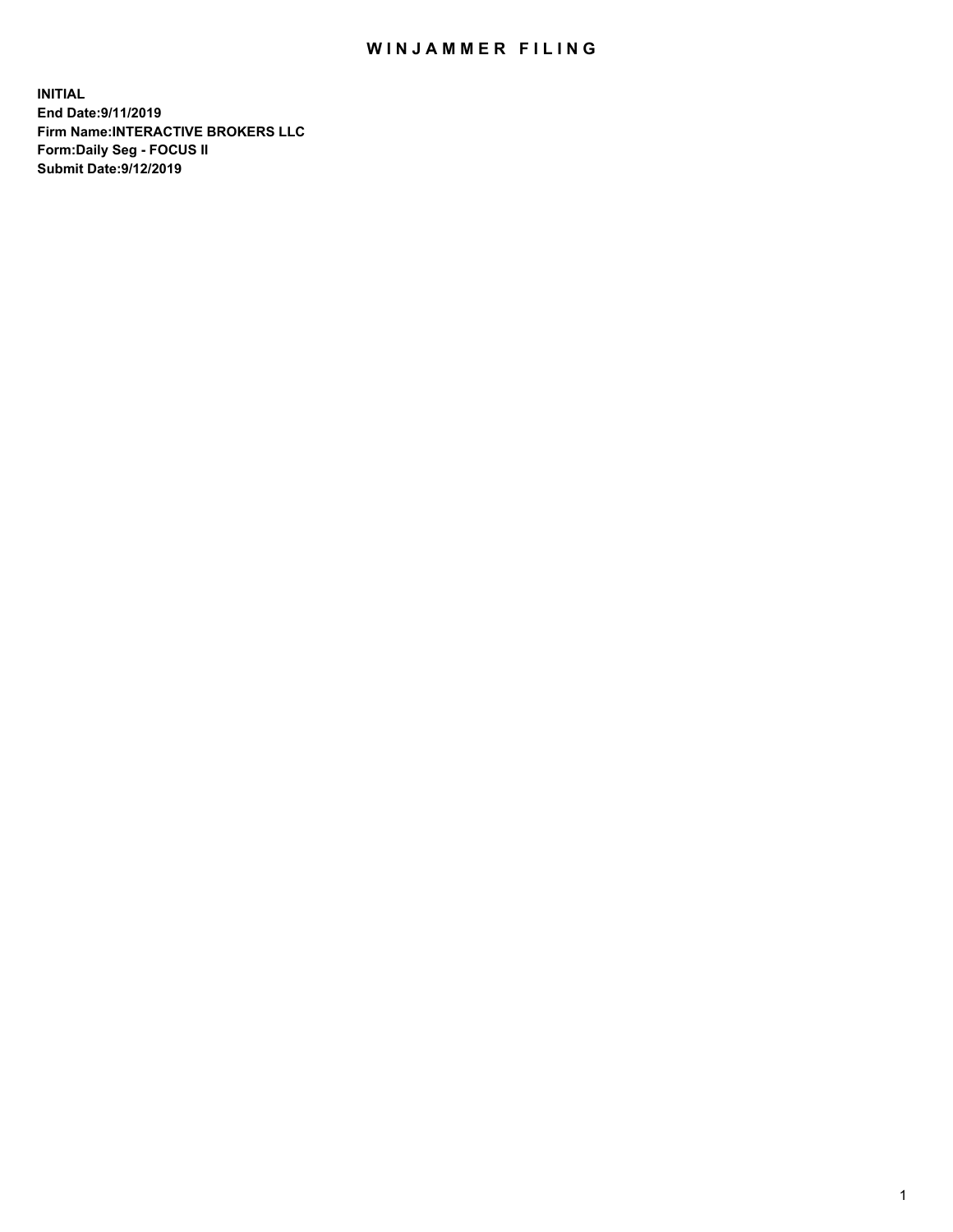# WINJAMMER FILING

**INITIAL**
**End Date:9/11/2019**
**Firm Name:INTERACTIVE BROKERS LLC**
**Form:Daily Seg - FOCUS II**
**Submit Date:9/12/2019**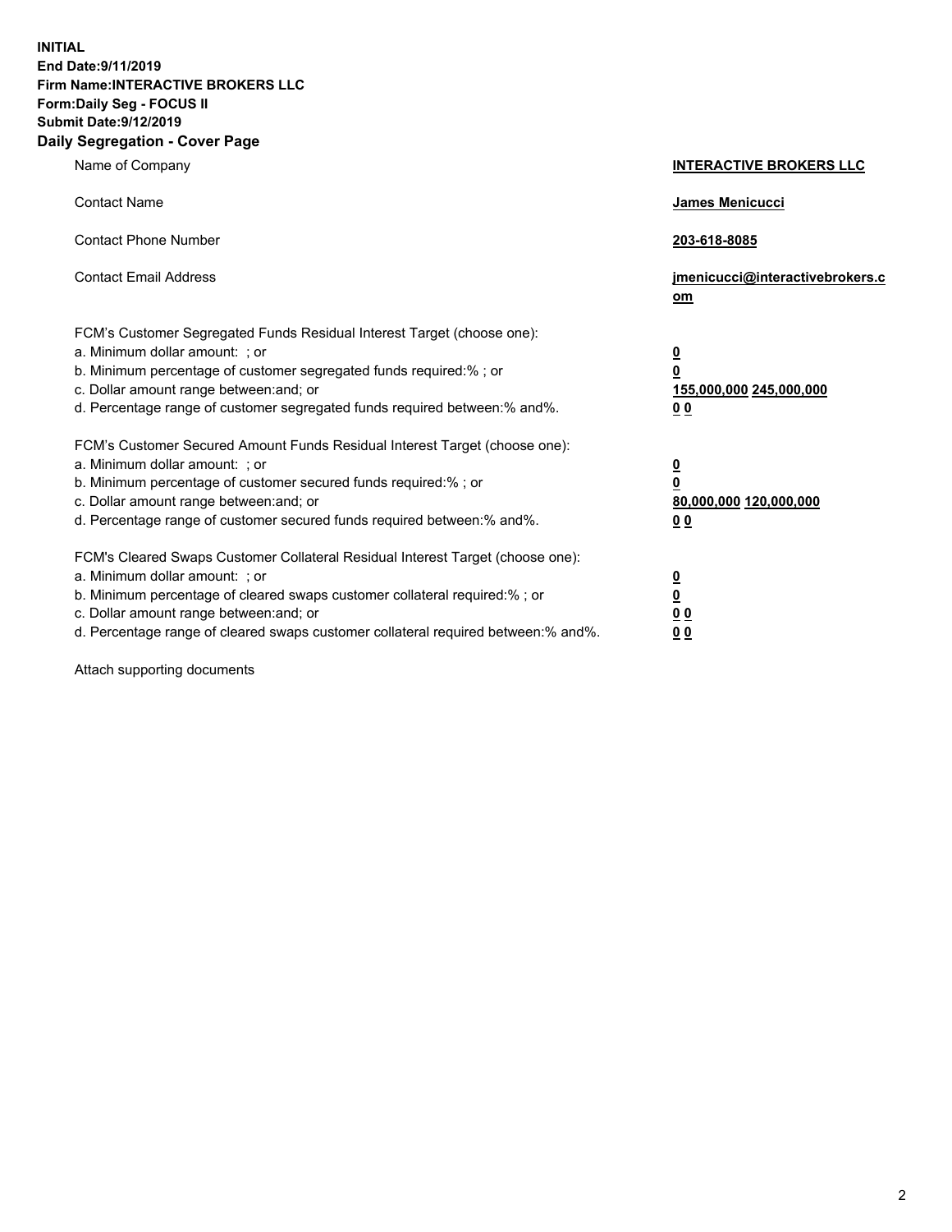**INITIAL**
**End Date:9/11/2019**
**Firm Name:INTERACTIVE BROKERS LLC**
**Form:Daily Seg - FOCUS II**
**Submit Date:9/12/2019**
**Daily Segregation - Cover Page**

| | |
|---|---|
| Name of Company | **INTERACTIVE BROKERS LLC** |
| Contact Name | **James Menicucci** |
| Contact Phone Number | **203-618-8085** |
| Contact Email Address | **jmenicucci@interactivebrokers.com** |
| FCM's Customer Segregated Funds Residual Interest Target (choose one): | |
| a. Minimum dollar amount: ; or | **0** |
| b. Minimum percentage of customer segregated funds required:% ; or | **0** |
| c. Dollar amount range between:and; or | **155,000,000 245,000,000** |
| d. Percentage range of customer segregated funds required between:% and%. | **0 0** |
| FCM's Customer Secured Amount Funds Residual Interest Target (choose one): | |
| a. Minimum dollar amount: ; or | **0** |
| b. Minimum percentage of customer secured funds required:% ; or | **0** |
| c. Dollar amount range between:and; or | **80,000,000 120,000,000** |
| d. Percentage range of customer secured funds required between:% and%. | **0 0** |
| FCM's Cleared Swaps Customer Collateral Residual Interest Target (choose one): | |
| a. Minimum dollar amount: ; or | **0** |
| b. Minimum percentage of cleared swaps customer collateral required:% ; or | **0** |
| c. Dollar amount range between:and; or | **0 0** |
| d. Percentage range of cleared swaps customer collateral required between:% and%. | **0 0** |

Attach supporting documents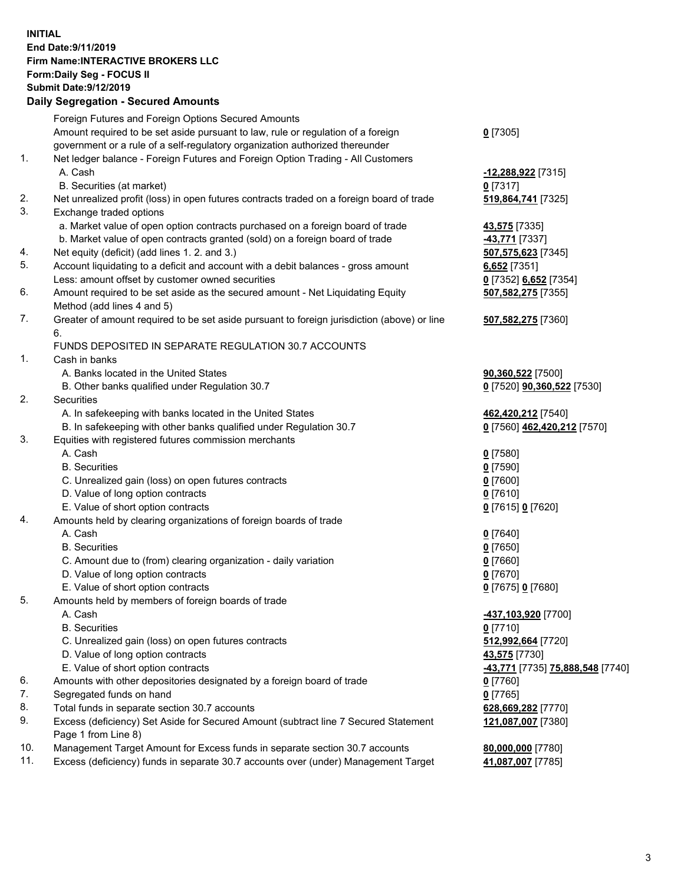**INITIAL**
**End Date:9/11/2019**
**Firm Name:INTERACTIVE BROKERS LLC**
**Form:Daily Seg - FOCUS II**
**Submit Date:9/12/2019**

## Daily Segregation - Secured Amounts

| | | |
|---|---|---|
| | Foreign Futures and Foreign Options Secured Amounts | |
| | Amount required to be set aside pursuant to law, rule or regulation of a foreign government or a rule of a self-regulatory organization authorized thereunder | **0** [7305] |
| 1. | Net ledger balance - Foreign Futures and Foreign Option Trading - All Customers | |
| | A. Cash | **-12,288,922** [7315] |
| | B. Securities (at market) | **0** [7317] |
| 2. | Net unrealized profit (loss) in open futures contracts traded on a foreign board of trade | **519,864,741** [7325] |
| 3. | Exchange traded options | |
| | a. Market value of open option contracts purchased on a foreign board of trade | **43,575** [7335] |
| | b. Market value of open contracts granted (sold) on a foreign board of trade | **-43,771** [7337] |
| 4. | Net equity (deficit) (add lines 1. 2. and 3.) | **507,575,623** [7345] |
| 5. | Account liquidating to a deficit and account with a debit balances - gross amount | **6,652** [7351] |
| | Less: amount offset by customer owned securities | **0** [7352] **6,652** [7354] |
| 6. | Amount required to be set aside as the secured amount - Net Liquidating Equity Method (add lines 4 and 5) | **507,582,275** [7355] |
| 7. | Greater of amount required to be set aside pursuant to foreign jurisdiction (above) or line 6. | **507,582,275** [7360] |
| | FUNDS DEPOSITED IN SEPARATE REGULATION 30.7 ACCOUNTS | |
| 1. | Cash in banks | |
| | A. Banks located in the United States | **90,360,522** [7500] |
| | B. Other banks qualified under Regulation 30.7 | **0** [7520] **90,360,522** [7530] |
| 2. | Securities | |
| | A. In safekeeping with banks located in the United States | **462,420,212** [7540] |
| | B. In safekeeping with other banks qualified under Regulation 30.7 | **0** [7560] **462,420,212** [7570] |
| 3. | Equities with registered futures commission merchants | |
| | A. Cash | **0** [7580] |
| | B. Securities | **0** [7590] |
| | C. Unrealized gain (loss) on open futures contracts | **0** [7600] |
| | D. Value of long option contracts | **0** [7610] |
| | E. Value of short option contracts | **0** [7615] **0** [7620] |
| 4. | Amounts held by clearing organizations of foreign boards of trade | |
| | A. Cash | **0** [7640] |
| | B. Securities | **0** [7650] |
| | C. Amount due to (from) clearing organization - daily variation | **0** [7660] |
| | D. Value of long option contracts | **0** [7670] |
| | E. Value of short option contracts | **0** [7675] **0** [7680] |
| 5. | Amounts held by members of foreign boards of trade | |
| | A. Cash | **-437,103,920** [7700] |
| | B. Securities | **0** [7710] |
| | C. Unrealized gain (loss) on open futures contracts | **512,992,664** [7720] |
| | D. Value of long option contracts | **43,575** [7730] |
| | E. Value of short option contracts | **-43,771** [7735] **75,888,548** [7740] |
| 6. | Amounts with other depositories designated by a foreign board of trade | **0** [7760] |
| 7. | Segregated funds on hand | **0** [7765] |
| 8. | Total funds in separate section 30.7 accounts | **628,669,282** [7770] |
| 9. | Excess (deficiency) Set Aside for Secured Amount (subtract line 7 Secured Statement Page 1 from Line 8) | **121,087,007** [7380] |
| 10. | Management Target Amount for Excess funds in separate section 30.7 accounts | **80,000,000** [7780] |
| 11. | Excess (deficiency) funds in separate 30.7 accounts over (under) Management Target | **41,087,007** [7785] |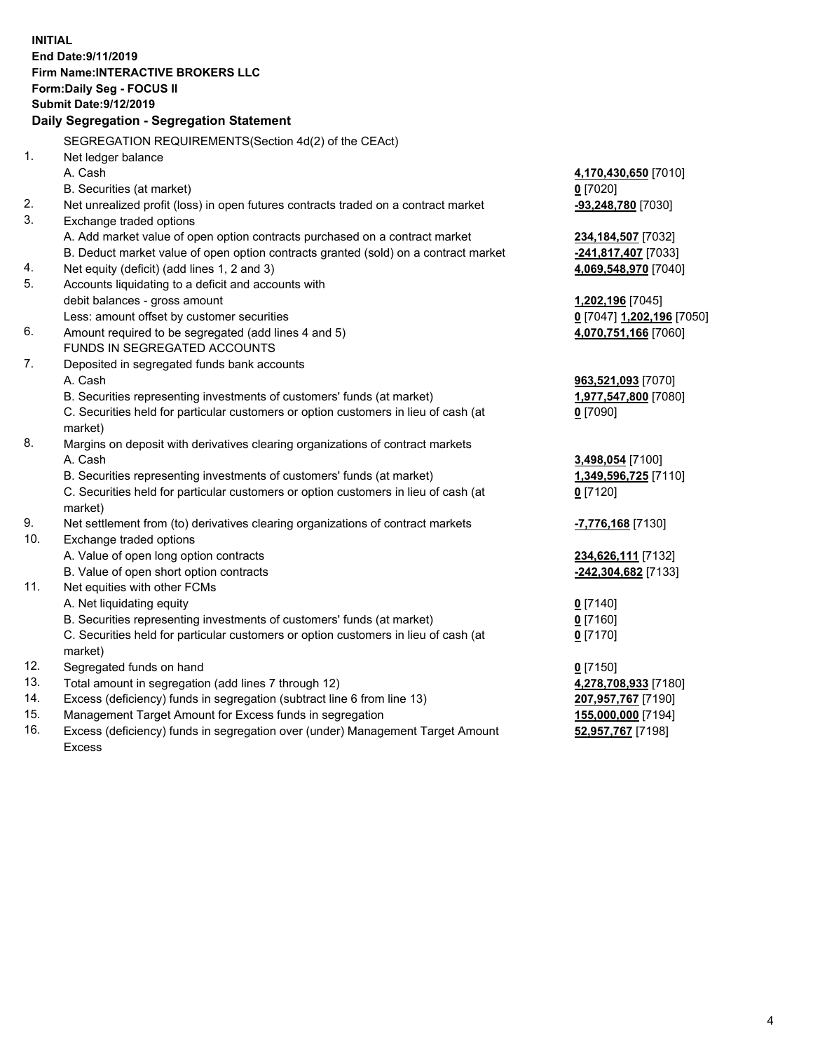**INITIAL**
**End Date:9/11/2019**
**Firm Name:INTERACTIVE BROKERS LLC**
**Form:Daily Seg - FOCUS II**
**Submit Date:9/12/2019**

**Daily Segregation - Segregation Statement**

SEGREGATION REQUIREMENTS(Section 4d(2) of the CEAct)

| | | |
|---|---|---|
| 1. | Net ledger balance | |
| | A. Cash | **4,170,430,650** [7010] |
| | B. Securities (at market) | **0** [7020] |
| 2. | Net unrealized profit (loss) in open futures contracts traded on a contract market | **-93,248,780** [7030] |
| 3. | Exchange traded options | |
| | A. Add market value of open option contracts purchased on a contract market | **234,184,507** [7032] |
| | B. Deduct market value of open option contracts granted (sold) on a contract market | **-241,817,407** [7033] |
| 4. | Net equity (deficit) (add lines 1, 2 and 3) | **4,069,548,970** [7040] |
| 5. | Accounts liquidating to a deficit and accounts with debit balances - gross amount | **1,202,196** [7045] |
| | Less: amount offset by customer securities | **0** [7047] **1,202,196** [7050] |
| 6. | Amount required to be segregated (add lines 4 and 5) | **4,070,751,166** [7060] |
| | FUNDS IN SEGREGATED ACCOUNTS | |
| 7. | Deposited in segregated funds bank accounts | |
| | A. Cash | **963,521,093** [7070] |
| | B. Securities representing investments of customers' funds (at market) | **1,977,547,800** [7080] |
| | C. Securities held for particular customers or option customers in lieu of cash (at market) | **0** [7090] |
| 8. | Margins on deposit with derivatives clearing organizations of contract markets | |
| | A. Cash | **3,498,054** [7100] |
| | B. Securities representing investments of customers' funds (at market) | **1,349,596,725** [7110] |
| | C. Securities held for particular customers or option customers in lieu of cash (at market) | **0** [7120] |
| 9. | Net settlement from (to) derivatives clearing organizations of contract markets | **-7,776,168** [7130] |
| 10. | Exchange traded options | |
| | A. Value of open long option contracts | **234,626,111** [7132] |
| | B. Value of open short option contracts | **-242,304,682** [7133] |
| 11. | Net equities with other FCMs | |
| | A. Net liquidating equity | **0** [7140] |
| | B. Securities representing investments of customers' funds (at market) | **0** [7160] |
| | C. Securities held for particular customers or option customers in lieu of cash (at market) | **0** [7170] |
| 12. | Segregated funds on hand | **0** [7150] |
| 13. | Total amount in segregation (add lines 7 through 12) | **4,278,708,933** [7180] |
| 14. | Excess (deficiency) funds in segregation (subtract line 6 from line 13) | **207,957,767** [7190] |
| 15. | Management Target Amount for Excess funds in segregation | **155,000,000** [7194] |
| 16. | Excess (deficiency) funds in segregation over (under) Management Target Amount Excess | **52,957,767** [7198] |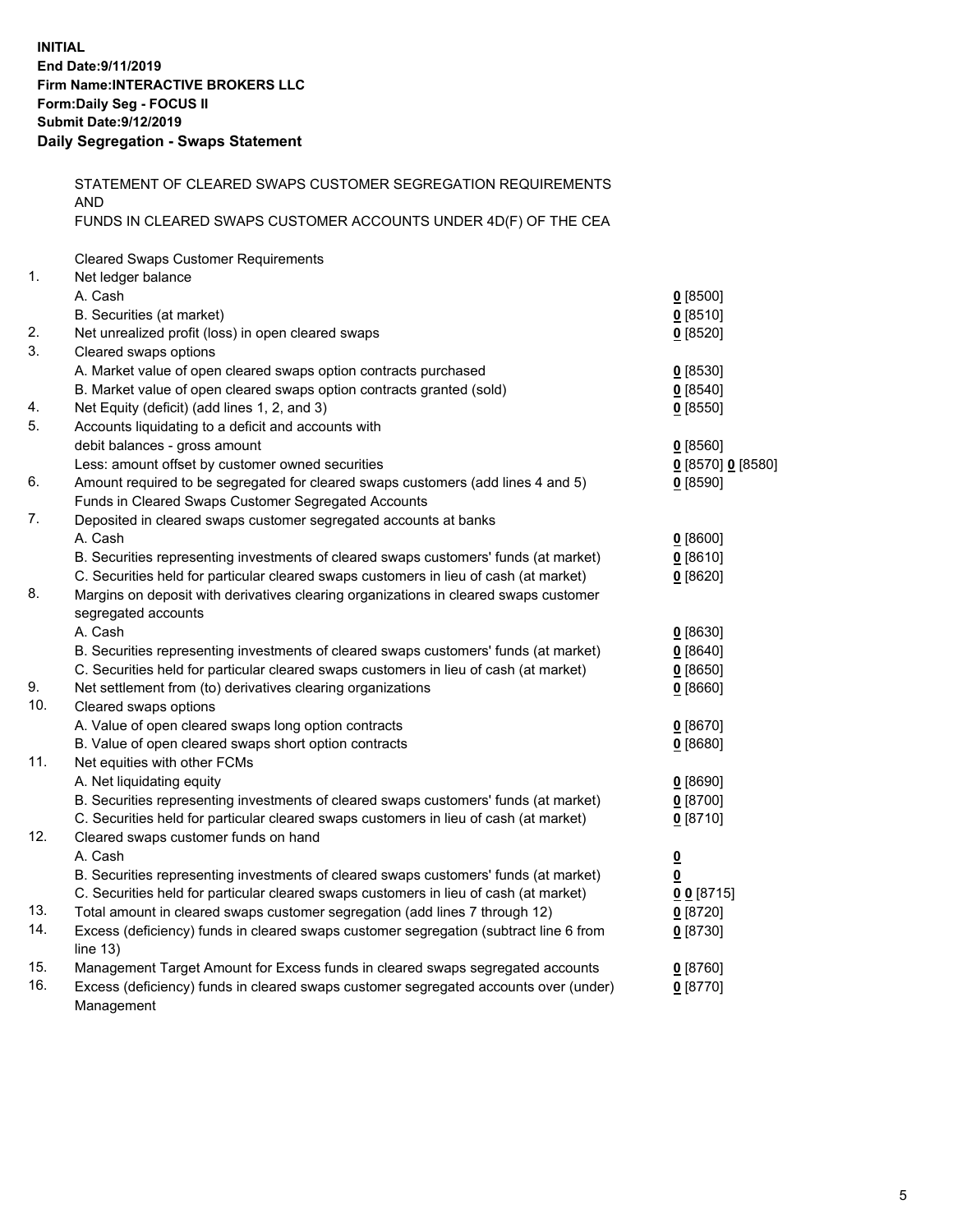**INITIAL**
**End Date:9/11/2019**
**Firm Name:INTERACTIVE BROKERS LLC**
**Form:Daily Seg - FOCUS II**
**Submit Date:9/12/2019**
**Daily Segregation - Swaps Statement**

STATEMENT OF CLEARED SWAPS CUSTOMER SEGREGATION REQUIREMENTS AND FUNDS IN CLEARED SWAPS CUSTOMER ACCOUNTS UNDER 4D(F) OF THE CEA

| | | |
|---|---|---|
| | Cleared Swaps Customer Requirements | |
| 1. | Net ledger balance | |
| | A. Cash | 0 [8500] |
| | B. Securities (at market) | 0 [8510] |
| 2. | Net unrealized profit (loss) in open cleared swaps | 0 [8520] |
| 3. | Cleared swaps options | |
| | A. Market value of open cleared swaps option contracts purchased | 0 [8530] |
| | B. Market value of open cleared swaps option contracts granted (sold) | 0 [8540] |
| 4. | Net Equity (deficit) (add lines 1, 2, and 3) | 0 [8550] |
| 5. | Accounts liquidating to a deficit and accounts with debit balances - gross amount | 0 [8560] |
| | Less: amount offset by customer owned securities | 0 [8570] 0 [8580] |
| 6. | Amount required to be segregated for cleared swaps customers (add lines 4 and 5) | 0 [8590] |
| | Funds in Cleared Swaps Customer Segregated Accounts | |
| 7. | Deposited in cleared swaps customer segregated accounts at banks | |
| | A. Cash | 0 [8600] |
| | B. Securities representing investments of cleared swaps customers' funds (at market) | 0 [8610] |
| | C. Securities held for particular cleared swaps customers in lieu of cash (at market) | 0 [8620] |
| 8. | Margins on deposit with derivatives clearing organizations in cleared swaps customer segregated accounts | |
| | A. Cash | 0 [8630] |
| | B. Securities representing investments of cleared swaps customers' funds (at market) | 0 [8640] |
| | C. Securities held for particular cleared swaps customers in lieu of cash (at market) | 0 [8650] |
| 9. | Net settlement from (to) derivatives clearing organizations | 0 [8660] |
| 10. | Cleared swaps options | |
| | A. Value of open cleared swaps long option contracts | 0 [8670] |
| | B. Value of open cleared swaps short option contracts | 0 [8680] |
| 11. | Net equities with other FCMs | |
| | A. Net liquidating equity | 0 [8690] |
| | B. Securities representing investments of cleared swaps customers' funds (at market) | 0 [8700] |
| | C. Securities held for particular cleared swaps customers in lieu of cash (at market) | 0 [8710] |
| 12. | Cleared swaps customer funds on hand | |
| | A. Cash | 0 |
| | B. Securities representing investments of cleared swaps customers' funds (at market) | 0 |
| | C. Securities held for particular cleared swaps customers in lieu of cash (at market) | 0 0 [8715] |
| 13. | Total amount in cleared swaps customer segregation (add lines 7 through 12) | 0 [8720] |
| 14. | Excess (deficiency) funds in cleared swaps customer segregation (subtract line 6 from line 13) | 0 [8730] |
| 15. | Management Target Amount for Excess funds in cleared swaps segregated accounts | 0 [8760] |
| 16. | Excess (deficiency) funds in cleared swaps customer segregated accounts over (under) Management | 0 [8770] |